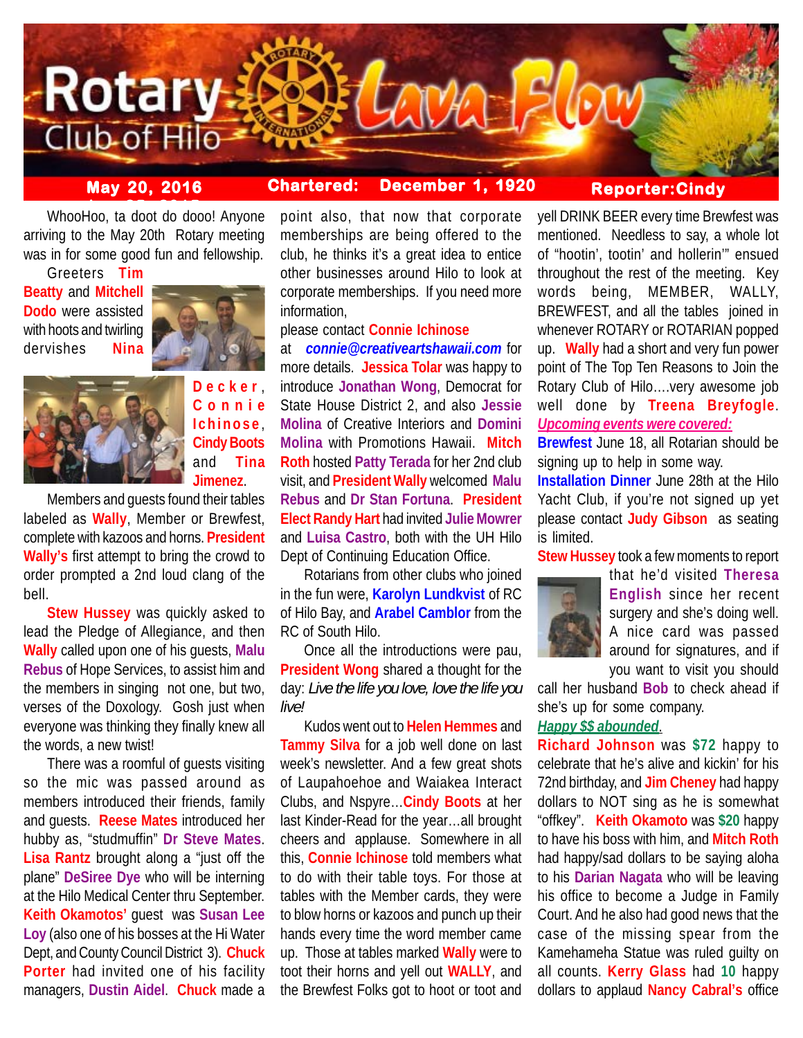# Rotary Club of Hilo Lava Flow

**May 20, 2016** | **Chartered: December 1, 1920** | **Reporter: Cindy**

WhooHoo, ta doot do dooo! Anyone arriving to the May 20th Rotary meeting was in for some good fun and fellowship.

Greeters **Tim Beatty** and **Mitchell Dodo** were assisted with hoots and twirling dervishes **Nina Decker**, **Connie Ichinose**, **Cindy Boots** and **Tina Jimenez**.

Members and guests found their tables labeled as **Wally**, Member or Brewfest, complete with kazoos and horns. **President Wally's** first attempt to bring the crowd to order prompted a 2nd loud clang of the bell.

**Stew Hussey** was quickly asked to lead the Pledge of Allegiance, and then **Wally** called upon one of his guests, **Malu Rebus** of Hope Services, to assist him and the members in singing not one, but two, verses of the Doxology. Gosh just when everyone was thinking they finally knew all the words, a new twist!

There was a roomful of guests visiting so the mic was passed around as members introduced their friends, family and guests. **Reese Mates** introduced her hubby as, "studmuffin" **Dr Steve Mates**. **Lisa Rantz** brought along a "just off the plane" **DeSiree Dye** who will be interning at the Hilo Medical Center thru September. **Keith Okamotos'** guest was **Susan Lee Loy** (also one of his bosses at the Hi Water Dept, and County Council District 3). **Chuck Porter** had invited one of his facility managers, **Dustin Aidel**. **Chuck** made a point also, that now that corporate memberships are being offered to the club, he thinks it's a great idea to entice other businesses around Hilo to look at corporate memberships. If you need more information,

please contact **Connie Ichinose** at ***connie@creativeartshawaii.com*** for more details. **Jessica Tolar** was happy to introduce **Jonathan Wong**, Democrat for State House District 2, and also **Jessie Molina** of Creative Interiors and **Domini Molina** with Promotions Hawaii. **Mitch Roth** hosted **Patty Terada** for her 2nd club visit, and **President Wally** welcomed **Malu Rebus** and **Dr Stan Fortuna**. **President Elect Randy Hart** had invited **Julie Mowrer** and **Luisa Castro**, both with the UH Hilo Dept of Continuing Education Office.

Rotarians from other clubs who joined in the fun were, **Karolyn Lundkvist** of RC of Hilo Bay, and **Arabel Camblor** from the RC of South Hilo.

Once all the introductions were pau, **President Wong** shared a thought for the day: *Live the life you love, love the life you live!*

Kudos went out to **Helen Hemmes** and **Tammy Silva** for a job well done on last week's newsletter. And a few great shots of Laupahoehoe and Waiakea Interact Clubs, and Nspyre…**Cindy Boots** at her last Kinder-Read for the year…all brought cheers and applause. Somewhere in all this, **Connie Ichinose** told members what to do with their table toys. For those at tables with the Member cards, they were to blow horns or kazoos and punch up their hands every time the word member came up. Those at tables marked **Wally** were to toot their horns and yell out **WALLY**, and the Brewfest Folks got to hoot or toot and yell DRINK BEER every time Brewfest was mentioned. Needless to say, a whole lot of "hootin', tootin' and hollerin'" ensued throughout the rest of the meeting. Key words being, MEMBER, WALLY, BREWFEST, and all the tables joined in whenever ROTARY or ROTARIAN popped up. **Wally** had a short and very fun power point of The Top Ten Reasons to Join the Rotary Club of Hilo….very awesome job well done by **Treena Breyfogle**.

***Upcoming events were covered:***

**Brewfest** June 18, all Rotarian should be signing up to help in some way.

**Installation Dinner** June 28th at the Hilo Yacht Club, if you're not signed up yet please contact **Judy Gibson** as seating is limited.

**Stew Hussey** took a few moments to report that he'd visited **Theresa English** since her recent surgery and she's doing well. A nice card was passed around for signatures, and if you want to visit you should call her husband **Bob** to check ahead if she's up for some company.

***Happy $$ abounded.***

**Richard Johnson** was **$72** happy to celebrate that he's alive and kickin' for his 72nd birthday, and **Jim Cheney** had happy dollars to NOT sing as he is somewhat "offkey". **Keith Okamoto** was **$20** happy to have his boss with him, and **Mitch Roth** had happy/sad dollars to be saying aloha to his **Darian Nagata** who will be leaving his office to become a Judge in Family Court. And he also had good news that the case of the missing spear from the Kamehameha Statue was ruled guilty on all counts. **Kerry Glass** had **10** happy dollars to applaud **Nancy Cabral's** office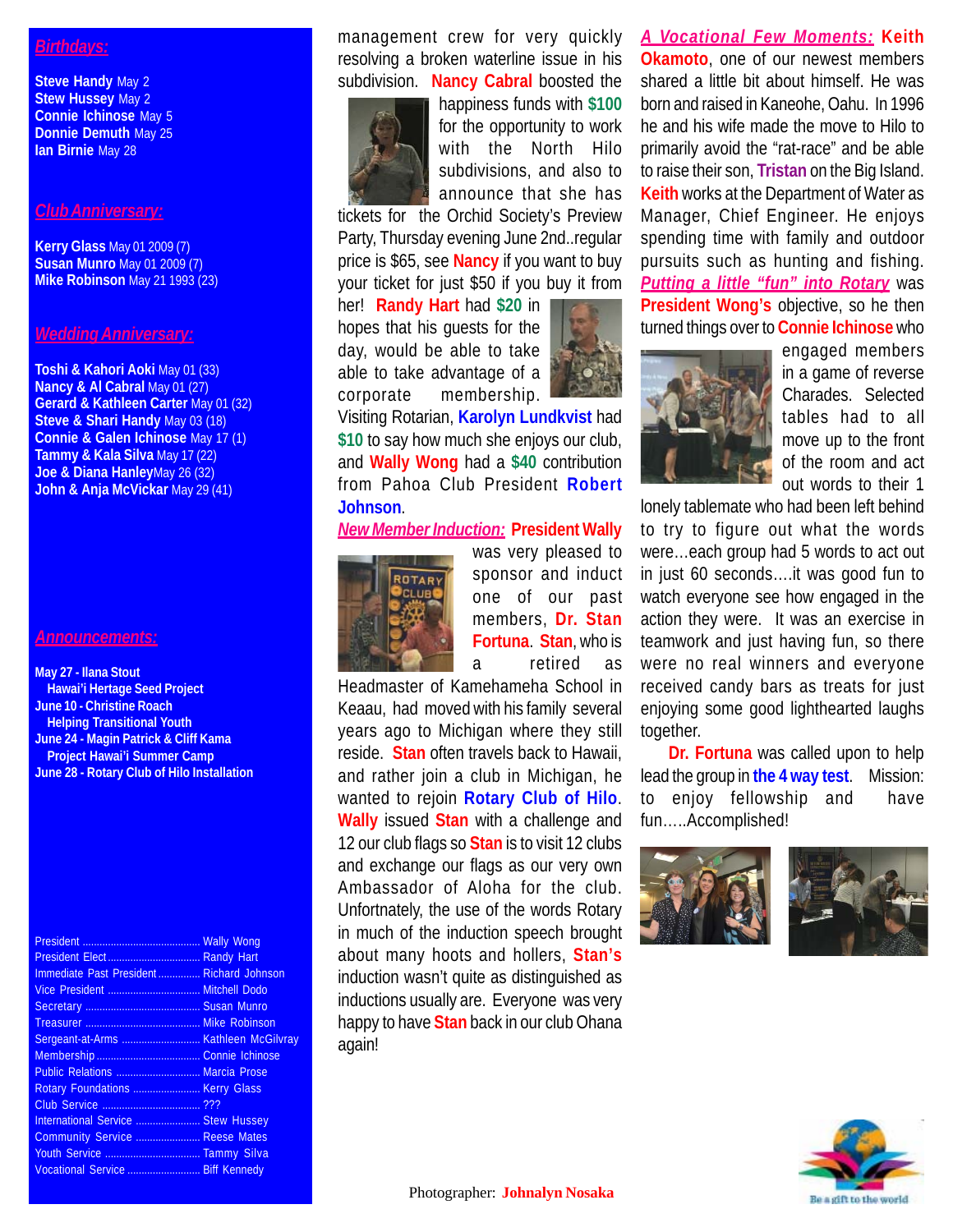## Birthdays:

**Steve Handy** May 2
**Stew Hussey** May 2
**Connie Ichinose** May 5
**Donnie Demuth** May 25
**Ian Birnie** May 28

## Club Anniversary:

**Kerry Glass** May 01 2009 (7)
**Susan Munro** May 01 2009 (7)
**Mike Robinson** May 21 1993 (23)

## Wedding Anniversary:

**Toshi & Kahori Aoki** May 01 (33)
**Nancy & Al Cabral** May 01 (27)
**Gerard & Kathleen Carter** May 01 (32)
**Steve & Shari Handy** May 03 (18)
**Connie & Galen Ichinose** May 17 (1)
**Tammy & Kala Silva** May 17 (22)
**Joe & Diana Hanley** May 26 (32)
**John & Anja McVickar** May 29 (41)

## Announcements:

**May 27 - Ilana Stout**
**Hawai'i Hertage Seed Project**
**June 10 - Christine Roach**
**Helping Transitional Youth**
**June 24 - Magin Patrick & Cliff Kama**
**Project Hawai'i Summer Camp**
**June 28 - Rotary Club of Hilo Installation**

| | |
|---|---|
| President | Wally Wong |
| President Elect | Randy Hart |
| Immediate Past President | Richard Johnson |
| Vice President | Mitchell Dodo |
| Secretary | Susan Munro |
| Treasurer | Mike Robinson |
| Sergeant-at-Arms | Kathleen McGilvray |
| Membership | Connie Ichinose |
| Public Relations | Marcia Prose |
| Rotary Foundations | Kerry Glass |
| Club Service | ??? |
| International Service | Stew Hussey |
| Community Service | Reese Mates |
| Youth Service | Tammy Silva |
| Vocational Service | Biff Kennedy |

management crew for very quickly resolving a broken waterline issue in his subdivision. **Nancy Cabral** boosted the happiness funds with **$100** for the opportunity to work with the North Hilo subdivisions, and also to announce that she has tickets for the Orchid Society's Preview Party, Thursday evening June 2nd..regular price is $65, see **Nancy** if you want to buy your ticket for just $50 if you buy it from her! **Randy Hart** had **$20** in hopes that his guests for the day, would be able to take able to take advantage of a corporate membership. Visiting Rotarian, **Karolyn Lundkvist** had **$10** to say how much she enjoys our club, and **Wally Wong** had a **$40** contribution from Pahoa Club President **Robert Johnson**.

***New Member Induction:*** **President Wally** was very pleased to sponsor and induct one of our past members, **Dr. Stan Fortuna**. **Stan**, who is a retired as Headmaster of Kamehameha School in Keaau, had moved with his family several years ago to Michigan where they still reside. **Stan** often travels back to Hawaii, and rather join a club in Michigan, he wanted to rejoin **Rotary Club of Hilo**. **Wally** issued **Stan** with a challenge and 12 our club flags so **Stan** is to visit 12 clubs and exchange our flags as our very own Ambassador of Aloha for the club. Unfortnately, the use of the words Rotary in much of the induction speech brought about many hoots and hollers, **Stan's** induction wasn't quite as distinguished as inductions usually are. Everyone was very happy to have **Stan** back in our club Ohana again!

***A Vocational Few Moments:*** **Keith Okamoto**, one of our newest members shared a little bit about himself. He was born and raised in Kaneohe, Oahu. In 1996 he and his wife made the move to Hilo to primarily avoid the "rat-race" and be able to raise their son, **Tristan** on the Big Island. **Keith** works at the Department of Water as Manager, Chief Engineer. He enjoys spending time with family and outdoor pursuits such as hunting and fishing.

***Putting a little "fun" into Rotary*** was **President Wong's** objective, so he then turned things over to **Connie Ichinose** who engaged members in a game of reverse Charades. Selected tables had to all move up to the front of the room and act out words to their 1 lonely tablemate who had been left behind to try to figure out what the words were…each group had 5 words to act out in just 60 seconds….it was good fun to watch everyone see how engaged in the action they were. It was an exercise in teamwork and just having fun, so there were no real winners and everyone received candy bars as treats for just enjoying some good lighthearted laughs together.

**Dr. Fortuna** was called upon to help lead the group in **the 4 way test**. Mission: to enjoy fellowship and have fun…..Accomplished!

Photographer: **Johnalyn Nosaka**

Be a gift to the world